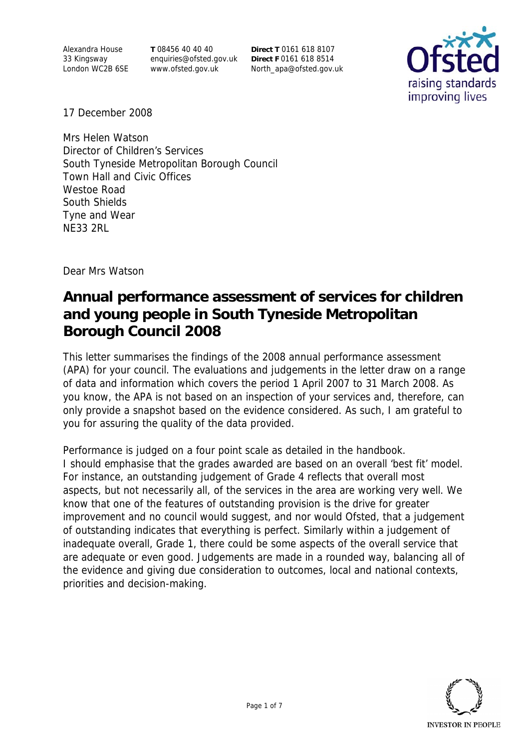Alexandra House
33 Kingsway
London WC2B 6SE

**T** 08456 40 40 40
enquiries@ofsted.gov.uk
www.ofsted.gov.uk

**Direct T** 0161 618 8107
**Direct F** 0161 618 8514
North_apa@ofsted.gov.uk

17 December 2008

Mrs Helen Watson
Director of Children's Services
South Tyneside Metropolitan Borough Council
Town Hall and Civic Offices
Westoe Road
South Shields
Tyne and Wear
NE33 2RL

Dear Mrs Watson

# Annual performance assessment of services for children and young people in South Tyneside Metropolitan Borough Council 2008

This letter summarises the findings of the 2008 annual performance assessment (APA) for your council. The evaluations and judgements in the letter draw on a range of data and information which covers the period 1 April 2007 to 31 March 2008. As you know, the APA is not based on an inspection of your services and, therefore, can only provide a snapshot based on the evidence considered. As such, I am grateful to you for assuring the quality of the data provided.

Performance is judged on a four point scale as detailed in the handbook. I should emphasise that the grades awarded are based on an overall 'best fit' model. For instance, an outstanding judgement of Grade 4 reflects that overall most aspects, but not necessarily all, of the services in the area are working very well. We know that one of the features of outstanding provision is the drive for greater improvement and no council would suggest, and nor would Ofsted, that a judgement of outstanding indicates that everything is perfect. Similarly within a judgement of inadequate overall, Grade 1, there could be some aspects of the overall service that are adequate or even good. Judgements are made in a rounded way, balancing all of the evidence and giving due consideration to outcomes, local and national contexts, priorities and decision-making.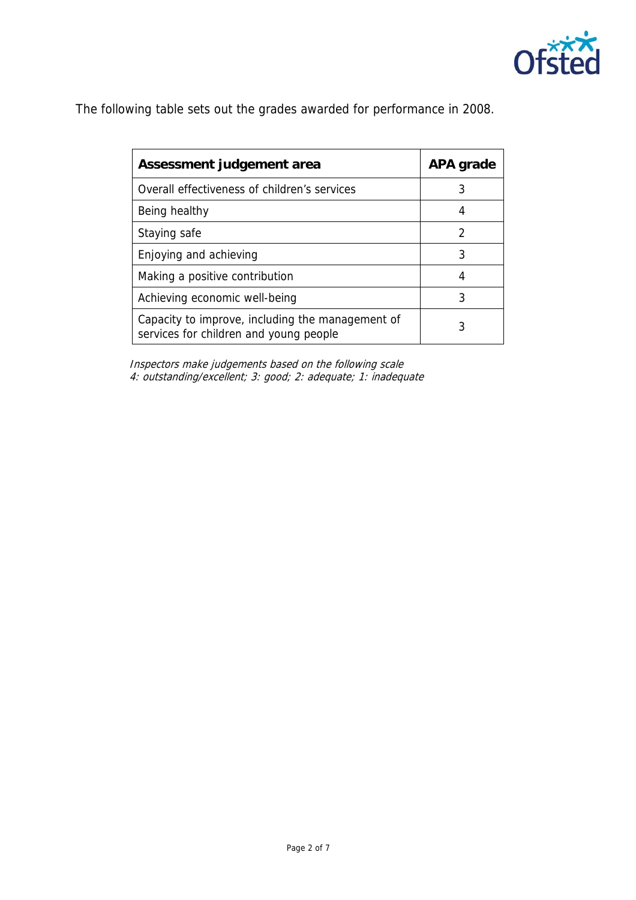The following table sets out the grades awarded for performance in 2008.

| Assessment judgement area | APA grade |
| --- | --- |
| Overall effectiveness of children's services | 3 |
| Being healthy | 4 |
| Staying safe | 2 |
| Enjoying and achieving | 3 |
| Making a positive contribution | 4 |
| Achieving economic well-being | 3 |
| Capacity to improve, including the management of services for children and young people | 3 |

*Inspectors make judgements based on the following scale*
*4: outstanding/excellent; 3: good; 2: adequate; 1: inadequate*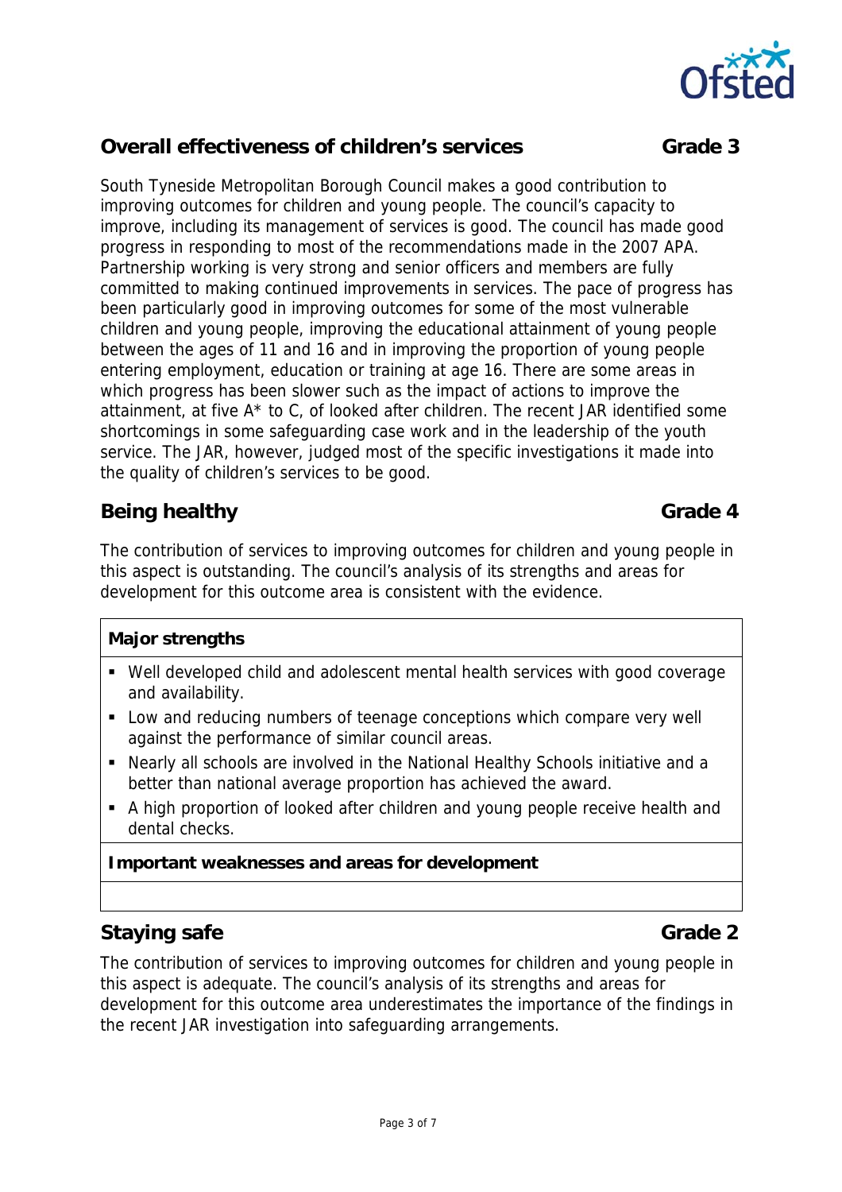## Overall effectiveness of children's services — Grade 3

South Tyneside Metropolitan Borough Council makes a good contribution to improving outcomes for children and young people. The council's capacity to improve, including its management of services is good. The council has made good progress in responding to most of the recommendations made in the 2007 APA. Partnership working is very strong and senior officers and members are fully committed to making continued improvements in services. The pace of progress has been particularly good in improving outcomes for some of the most vulnerable children and young people, improving the educational attainment of young people between the ages of 11 and 16 and in improving the proportion of young people entering employment, education or training at age 16. There are some areas in which progress has been slower such as the impact of actions to improve the attainment, at five A* to C, of looked after children. The recent JAR identified some shortcomings in some safeguarding case work and in the leadership of the youth service. The JAR, however, judged most of the specific investigations it made into the quality of children's services to be good.

## Being healthy — Grade 4

The contribution of services to improving outcomes for children and young people in this aspect is outstanding. The council's analysis of its strengths and areas for development for this outcome area is consistent with the evidence.

**Major strengths**

- Well developed child and adolescent mental health services with good coverage and availability.
- Low and reducing numbers of teenage conceptions which compare very well against the performance of similar council areas.
- Nearly all schools are involved in the National Healthy Schools initiative and a better than national average proportion has achieved the award.
- A high proportion of looked after children and young people receive health and dental checks.

**Important weaknesses and areas for development**

## Staying safe — Grade 2

The contribution of services to improving outcomes for children and young people in this aspect is adequate. The council's analysis of its strengths and areas for development for this outcome area underestimates the importance of the findings in the recent JAR investigation into safeguarding arrangements.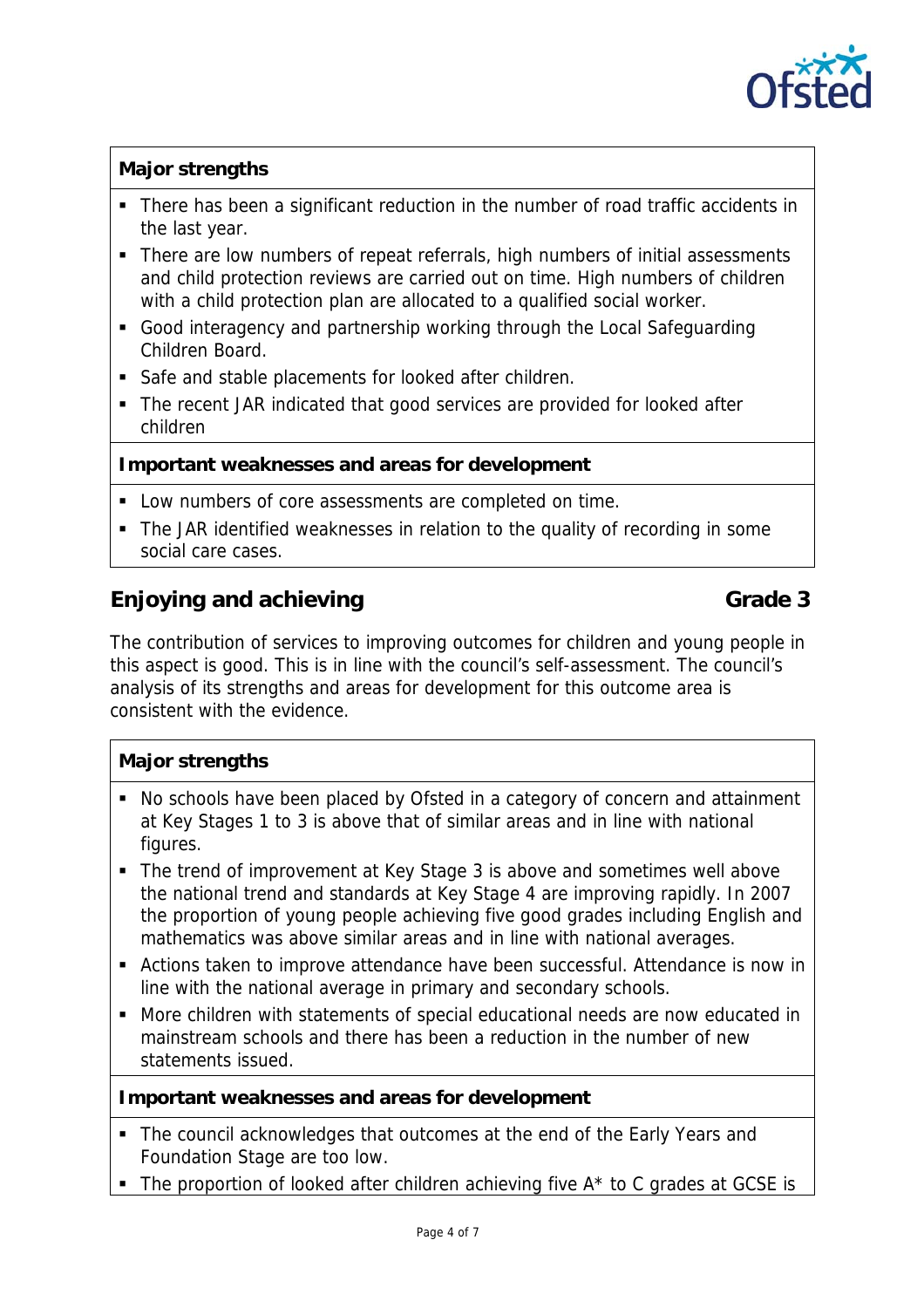**Major strengths**

- There has been a significant reduction in the number of road traffic accidents in the last year.
- There are low numbers of repeat referrals, high numbers of initial assessments and child protection reviews are carried out on time. High numbers of children with a child protection plan are allocated to a qualified social worker.
- Good interagency and partnership working through the Local Safeguarding Children Board.
- Safe and stable placements for looked after children.
- The recent JAR indicated that good services are provided for looked after children

**Important weaknesses and areas for development**

- Low numbers of core assessments are completed on time.
- The JAR identified weaknesses in relation to the quality of recording in some social care cases.

## Enjoying and achieving — Grade 3

The contribution of services to improving outcomes for children and young people in this aspect is good. This is in line with the council's self-assessment. The council's analysis of its strengths and areas for development for this outcome area is consistent with the evidence.

**Major strengths**

- No schools have been placed by Ofsted in a category of concern and attainment at Key Stages 1 to 3 is above that of similar areas and in line with national figures.
- The trend of improvement at Key Stage 3 is above and sometimes well above the national trend and standards at Key Stage 4 are improving rapidly. In 2007 the proportion of young people achieving five good grades including English and mathematics was above similar areas and in line with national averages.
- Actions taken to improve attendance have been successful. Attendance is now in line with the national average in primary and secondary schools.
- More children with statements of special educational needs are now educated in mainstream schools and there has been a reduction in the number of new statements issued.

**Important weaknesses and areas for development**

- The council acknowledges that outcomes at the end of the Early Years and Foundation Stage are too low.
- The proportion of looked after children achieving five A* to C grades at GCSE is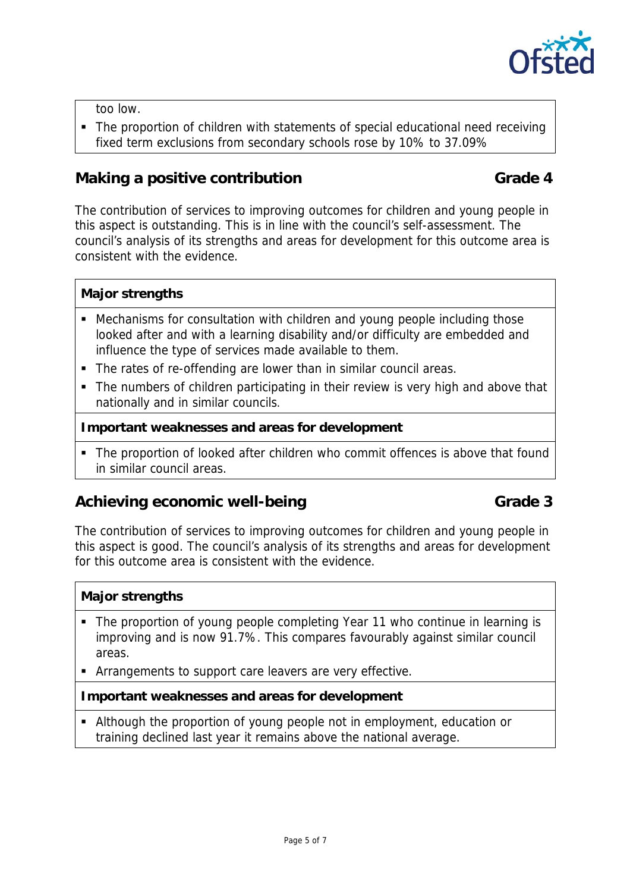too low.
- The proportion of children with statements of special educational need receiving fixed term exclusions from secondary schools rose by 10% to 37.09%

## Making a positive contribution — Grade 4

The contribution of services to improving outcomes for children and young people in this aspect is outstanding. This is in line with the council's self-assessment. The council's analysis of its strengths and areas for development for this outcome area is consistent with the evidence.

**Major strengths**

- Mechanisms for consultation with children and young people including those looked after and with a learning disability and/or difficulty are embedded and influence the type of services made available to them.
- The rates of re-offending are lower than in similar council areas.
- The numbers of children participating in their review is very high and above that nationally and in similar councils.

**Important weaknesses and areas for development**

- The proportion of looked after children who commit offences is above that found in similar council areas.

## Achieving economic well-being — Grade 3

The contribution of services to improving outcomes for children and young people in this aspect is good. The council's analysis of its strengths and areas for development for this outcome area is consistent with the evidence.

**Major strengths**

- The proportion of young people completing Year 11 who continue in learning is improving and is now 91.7%. This compares favourably against similar council areas.
- Arrangements to support care leavers are very effective.

**Important weaknesses and areas for development**

- Although the proportion of young people not in employment, education or training declined last year it remains above the national average.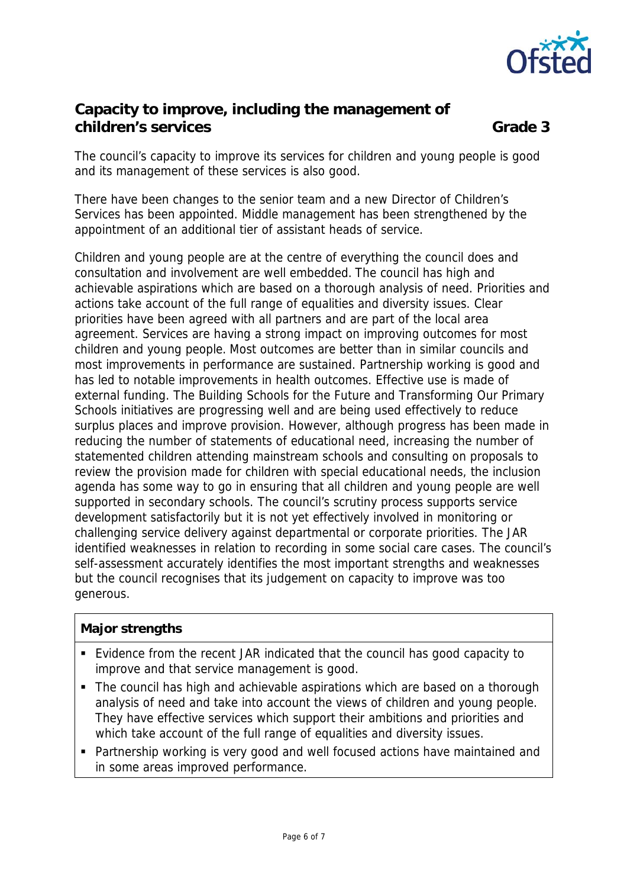## Capacity to improve, including the management of children's services — Grade 3

The council's capacity to improve its services for children and young people is good and its management of these services is also good.

There have been changes to the senior team and a new Director of Children's Services has been appointed. Middle management has been strengthened by the appointment of an additional tier of assistant heads of service.

Children and young people are at the centre of everything the council does and consultation and involvement are well embedded. The council has high and achievable aspirations which are based on a thorough analysis of need. Priorities and actions take account of the full range of equalities and diversity issues. Clear priorities have been agreed with all partners and are part of the local area agreement. Services are having a strong impact on improving outcomes for most children and young people. Most outcomes are better than in similar councils and most improvements in performance are sustained. Partnership working is good and has led to notable improvements in health outcomes. Effective use is made of external funding. The Building Schools for the Future and Transforming Our Primary Schools initiatives are progressing well and are being used effectively to reduce surplus places and improve provision. However, although progress has been made in reducing the number of statements of educational need, increasing the number of statemented children attending mainstream schools and consulting on proposals to review the provision made for children with special educational needs, the inclusion agenda has some way to go in ensuring that all children and young people are well supported in secondary schools. The council's scrutiny process supports service development satisfactorily but it is not yet effectively involved in monitoring or challenging service delivery against departmental or corporate priorities. The JAR identified weaknesses in relation to recording in some social care cases. The council's self-assessment accurately identifies the most important strengths and weaknesses but the council recognises that its judgement on capacity to improve was too generous.

**Major strengths**

- Evidence from the recent JAR indicated that the council has good capacity to improve and that service management is good.
- The council has high and achievable aspirations which are based on a thorough analysis of need and take into account the views of children and young people. They have effective services which support their ambitions and priorities and which take account of the full range of equalities and diversity issues.
- Partnership working is very good and well focused actions have maintained and in some areas improved performance.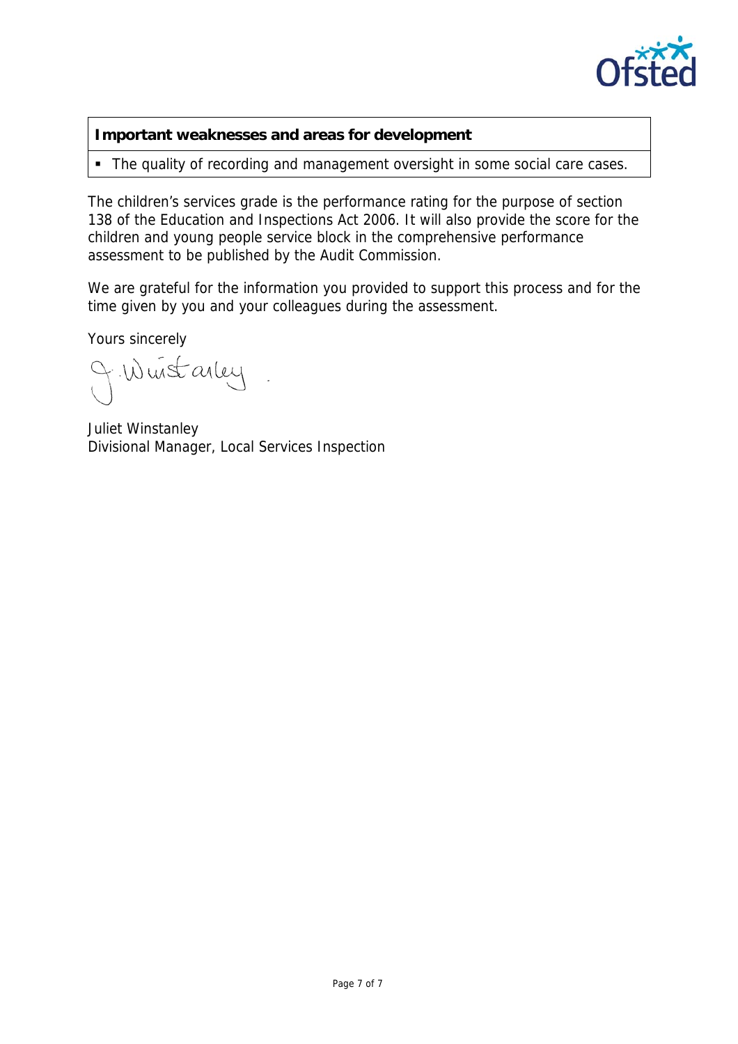| Important weaknesses and areas for development |
| --- |
| ▪ The quality of recording and management oversight in some social care cases. |

The children's services grade is the performance rating for the purpose of section 138 of the Education and Inspections Act 2006. It will also provide the score for the children and young people service block in the comprehensive performance assessment to be published by the Audit Commission.

We are grateful for the information you provided to support this process and for the time given by you and your colleagues during the assessment.

Yours sincerely

J. Winstanley

Juliet Winstanley
Divisional Manager, Local Services Inspection